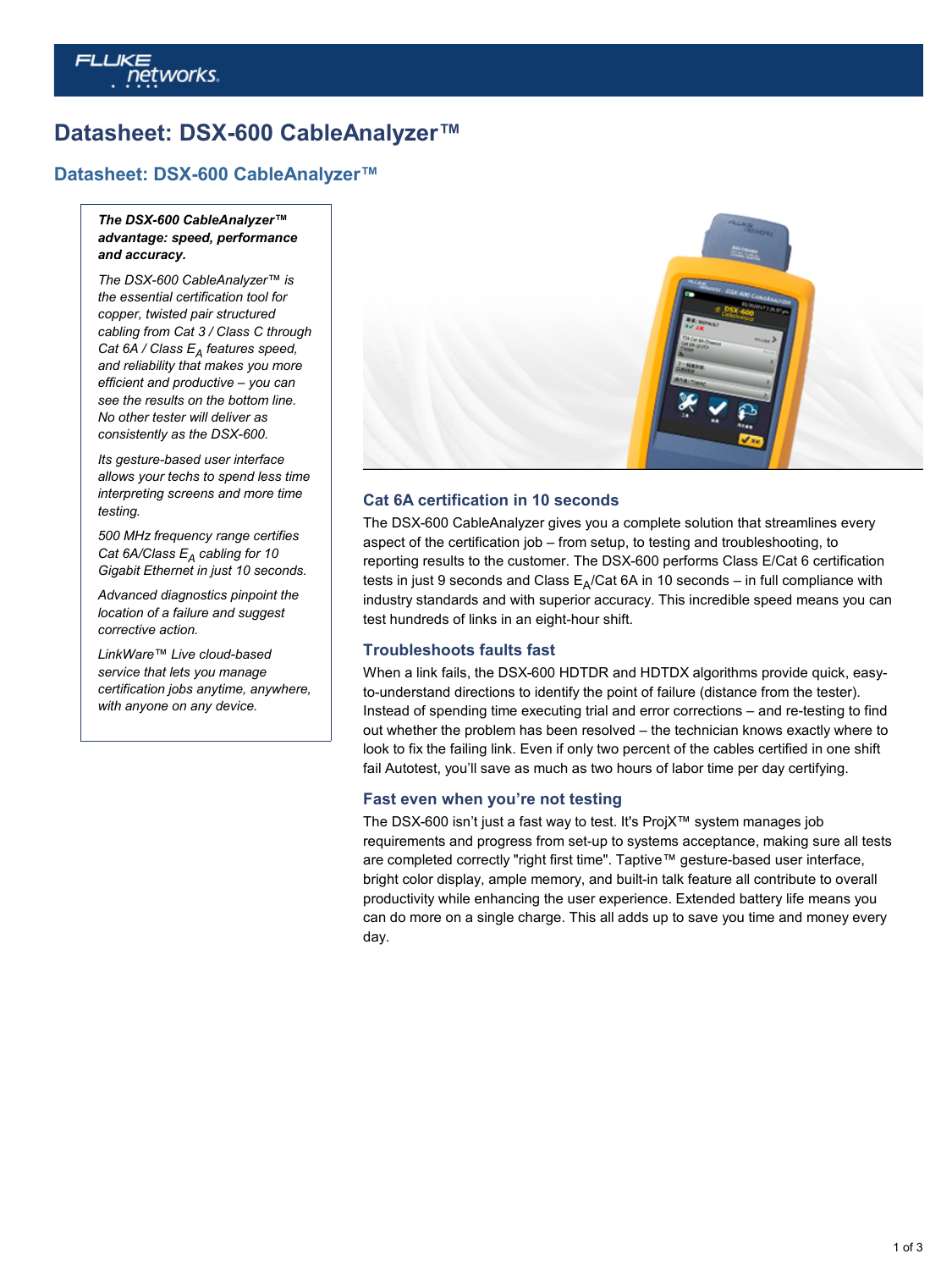# Datasheet: DSX-600 CableAnalyzer™

## Datasheet: DSX-600 CableAnalyzer™

***The DSX-600 CableAnalyzer™ advantage: speed, performance and accuracy.***

*The DSX-600 CableAnalyzer™ is the essential certification tool for copper, twisted pair structured cabling from Cat 3 / Class C through Cat 6A / Class $E_A$ features speed, and reliability that makes you more efficient and productive – you can see the results on the bottom line. No other tester will deliver as consistently as the DSX-600.*

*Its gesture-based user interface allows your techs to spend less time interpreting screens and more time testing.*

*500 MHz frequency range certifies Cat 6A/Class $E_A$ cabling for 10 Gigabit Ethernet in just 10 seconds.*

*Advanced diagnostics pinpoint the location of a failure and suggest corrective action.*

*LinkWare™ Live cloud-based service that lets you manage certification jobs anytime, anywhere, with anyone on any device.*

### Cat 6A certification in 10 seconds

The DSX-600 CableAnalyzer gives you a complete solution that streamlines every aspect of the certification job – from setup, to testing and troubleshooting, to reporting results to the customer. The DSX-600 performs Class E/Cat 6 certification tests in just 9 seconds and Class $E_A$/Cat 6A in 10 seconds – in full compliance with industry standards and with superior accuracy. This incredible speed means you can test hundreds of links in an eight-hour shift.

### Troubleshoots faults fast

When a link fails, the DSX-600 HDTDR and HDTDX algorithms provide quick, easy-to-understand directions to identify the point of failure (distance from the tester). Instead of spending time executing trial and error corrections – and re-testing to find out whether the problem has been resolved – the technician knows exactly where to look to fix the failing link. Even if only two percent of the cables certified in one shift fail Autotest, you'll save as much as two hours of labor time per day certifying.

### Fast even when you're not testing

The DSX-600 isn't just a fast way to test. It's ProjX™ system manages job requirements and progress from set-up to systems acceptance, making sure all tests are completed correctly "right first time". Taptive™ gesture-based user interface, bright color display, ample memory, and built-in talk feature all contribute to overall productivity while enhancing the user experience. Extended battery life means you can do more on a single charge. This all adds up to save you time and money every day.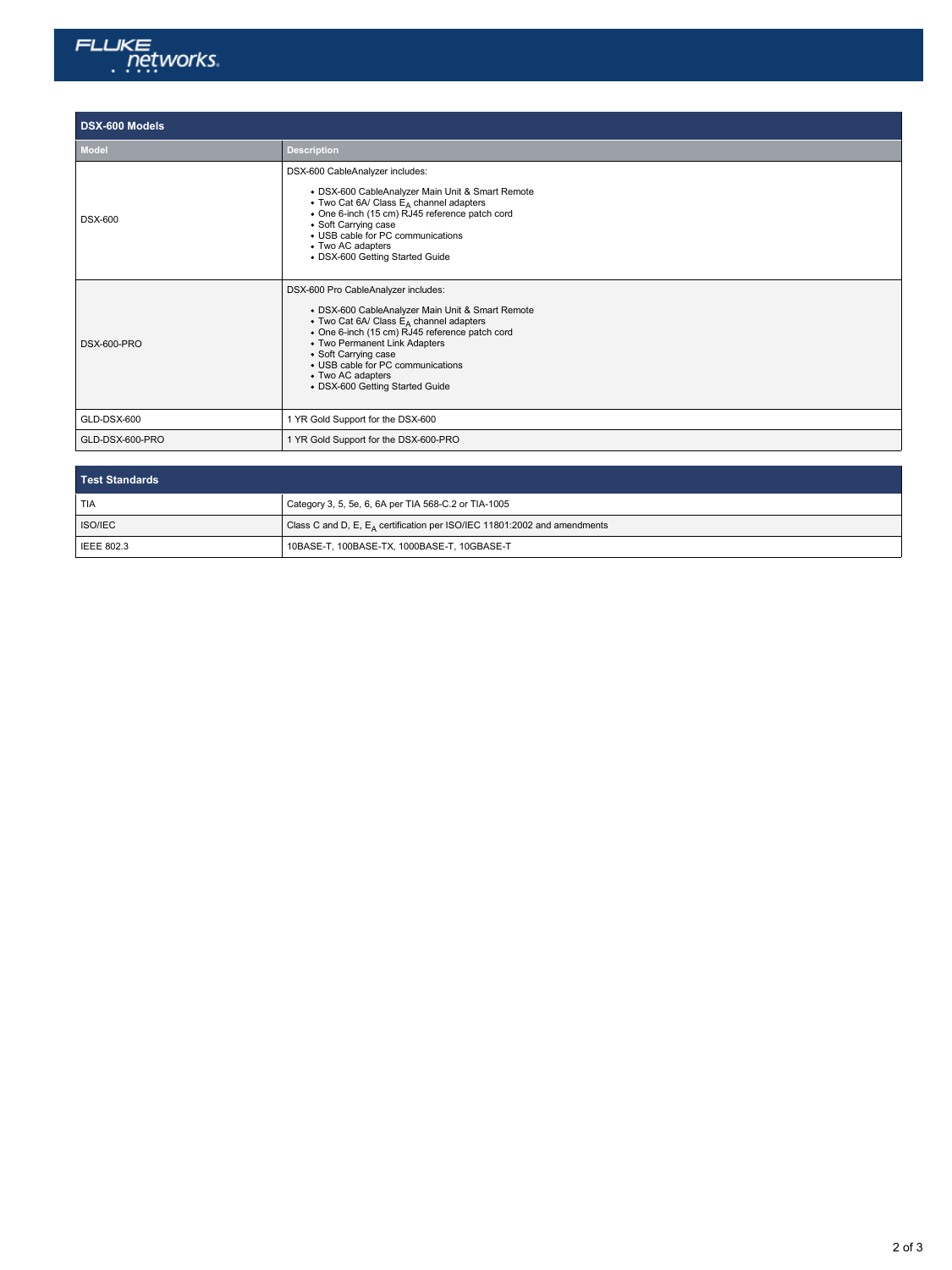| DSX-600 Models | |
|---|---|
| **Model** | **Description** |
| DSX-600 | DSX-600 CableAnalyzer includes:<br>• DSX-600 CableAnalyzer Main Unit & Smart Remote<br>• Two Cat 6A/ Class $E_A$ channel adapters<br>• One 6-inch (15 cm) RJ45 reference patch cord<br>• Soft Carrying case<br>• USB cable for PC communications<br>• Two AC adapters<br>• DSX-600 Getting Started Guide |
| DSX-600-PRO | DSX-600 Pro CableAnalyzer includes:<br>• DSX-600 CableAnalyzer Main Unit & Smart Remote<br>• Two Cat 6A/ Class $E_A$ channel adapters<br>• One 6-inch (15 cm) RJ45 reference patch cord<br>• Two Permanent Link Adapters<br>• Soft Carrying case<br>• USB cable for PC communications<br>• Two AC adapters<br>• DSX-600 Getting Started Guide |
| GLD-DSX-600 | 1 YR Gold Support for the DSX-600 |
| GLD-DSX-600-PRO | 1 YR Gold Support for the DSX-600-PRO |

| Test Standards | |
|---|---|
| TIA | Category 3, 5, 5e, 6, 6A per TIA 568-C.2 or TIA-1005 |
| ISO/IEC | Class C and D, E, $E_A$ certification per ISO/IEC 11801:2002 and amendments |
| IEEE 802.3 | 10BASE-T, 100BASE-TX, 1000BASE-T, 10GBASE-T |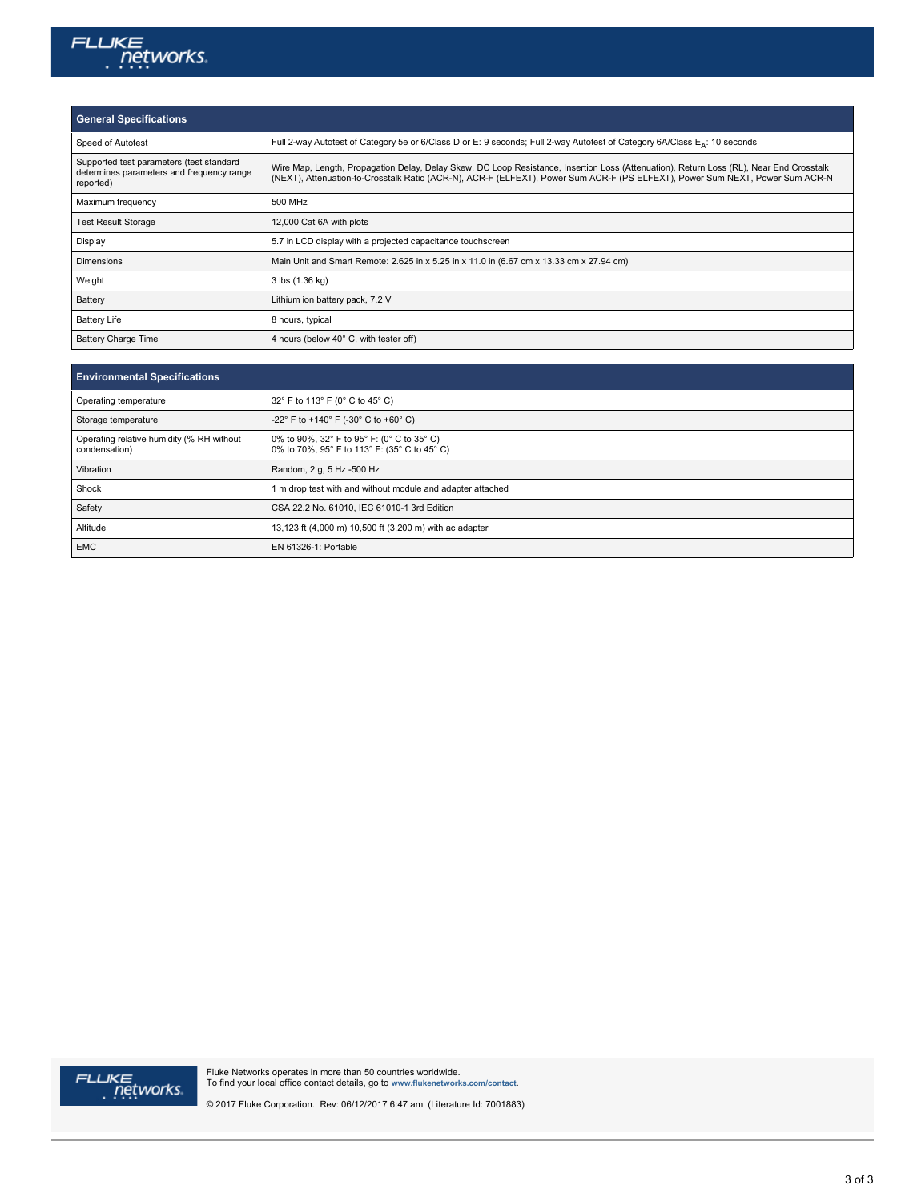| General Specifications | |
|---|---|
| Speed of Autotest | Full 2-way Autotest of Category 5e or 6/Class D or E: 9 seconds; Full 2-way Autotest of Category 6A/Class $E_A$: 10 seconds |
| Supported test parameters (test standard determines parameters and frequency range reported) | Wire Map, Length, Propagation Delay, Delay Skew, DC Loop Resistance, Insertion Loss (Attenuation), Return Loss (RL), Near End Crosstalk (NEXT), Attenuation-to-Crosstalk Ratio (ACR-N), ACR-F (ELFEXT), Power Sum ACR-F (PS ELFEXT), Power Sum NEXT, Power Sum ACR-N |
| Maximum frequency | 500 MHz |
| Test Result Storage | 12,000 Cat 6A with plots |
| Display | 5.7 in LCD display with a projected capacitance touchscreen |
| Dimensions | Main Unit and Smart Remote: 2.625 in x 5.25 in x 11.0 in (6.67 cm x 13.33 cm x 27.94 cm) |
| Weight | 3 lbs (1.36 kg) |
| Battery | Lithium ion battery pack, 7.2 V |
| Battery Life | 8 hours, typical |
| Battery Charge Time | 4 hours (below 40° C, with tester off) |

| Environmental Specifications | |
|---|---|
| Operating temperature | 32° F to 113° F (0° C to 45° C) |
| Storage temperature | -22° F to +140° F (-30° C to +60° C) |
| Operating relative humidity (% RH without condensation) | 0% to 90%, 32° F to 95° F: (0° C to 35° C)<br>0% to 70%, 95° F to 113° F: (35° C to 45° C) |
| Vibration | Random, 2 g, 5 Hz -500 Hz |
| Shock | 1 m drop test with and without module and adapter attached |
| Safety | CSA 22.2 No. 61010, IEC 61010-1 3rd Edition |
| Altitude | 13,123 ft (4,000 m) 10,500 ft (3,200 m) with ac adapter |
| EMC | EN 61326-1: Portable |

Fluke Networks operates in more than 50 countries worldwide.
To find your local office contact details, go to **www.flukenetworks.com/contact.**

© 2017 Fluke Corporation. Rev: 06/12/2017 6:47 am (Literature Id: 7001883)